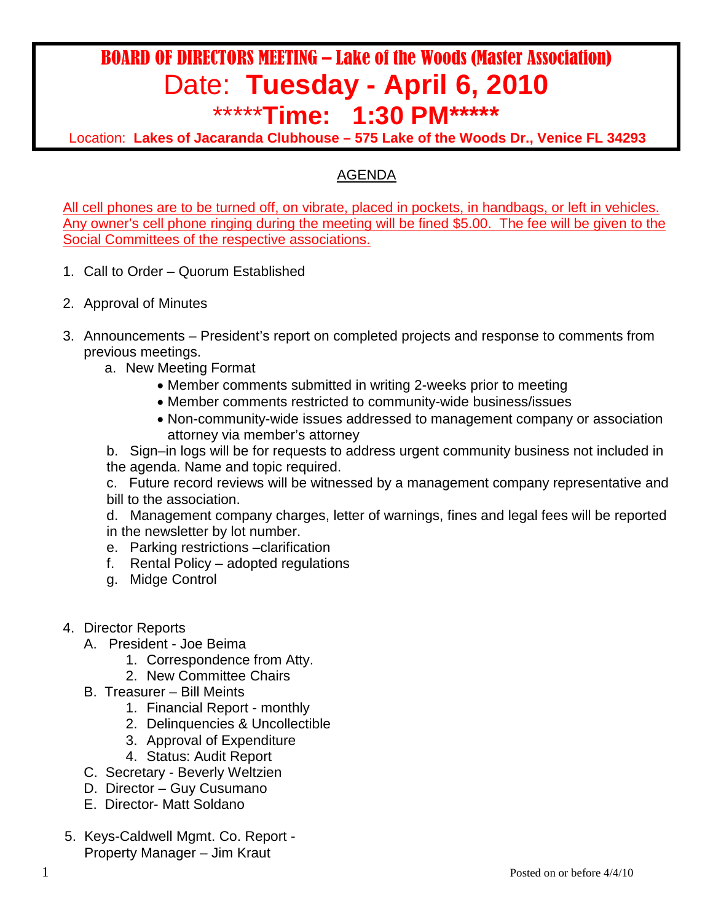# BOARD OF DIRECTORS MEETING – Lake of the Woods (Master Association)

## Date: **Tuesday - April 6, 2010**

## *****Time: 1:30 PM*****

Location: **Lakes of Jacaranda Clubhouse – 575 Lake of the Woods Dr., Venice FL 34293**

## AGENDA

All cell phones are to be turned off, on vibrate, placed in pockets, in handbags, or left in vehicles. Any owner's cell phone ringing during the meeting will be fined $5.00. The fee will be given to the Social Committees of the respective associations.

1. Call to Order – Quorum Established
2. Approval of Minutes
3. Announcements – President's report on completed projects and response to comments from previous meetings.
   a. New Meeting Format
      - Member comments submitted in writing 2-weeks prior to meeting
      - Member comments restricted to community-wide business/issues
      - Non-community-wide issues addressed to management company or association attorney via member's attorney

   b. Sign–in logs will be for requests to address urgent community business not included in the agenda. Name and topic required.
   c. Future record reviews will be witnessed by a management company representative and bill to the association.
   d. Management company charges, letter of warnings, fines and legal fees will be reported in the newsletter by lot number.
   e. Parking restrictions –clarification
   f. Rental Policy – adopted regulations
   g. Midge Control
4. Director Reports
   A. President - Joe Beima
      1. Correspondence from Atty.
      2. New Committee Chairs

   B. Treasurer – Bill Meints
      1. Financial Report - monthly
      2. Delinquencies & Uncollectible
      3. Approval of Expenditure
      4. Status: Audit Report

   C. Secretary - Beverly Weltzien
   D. Director – Guy Cusumano
   E. Director- Matt Soldano
5. Keys-Caldwell Mgmt. Co. Report - Property Manager – Jim Kraut

Posted on or before 4/4/10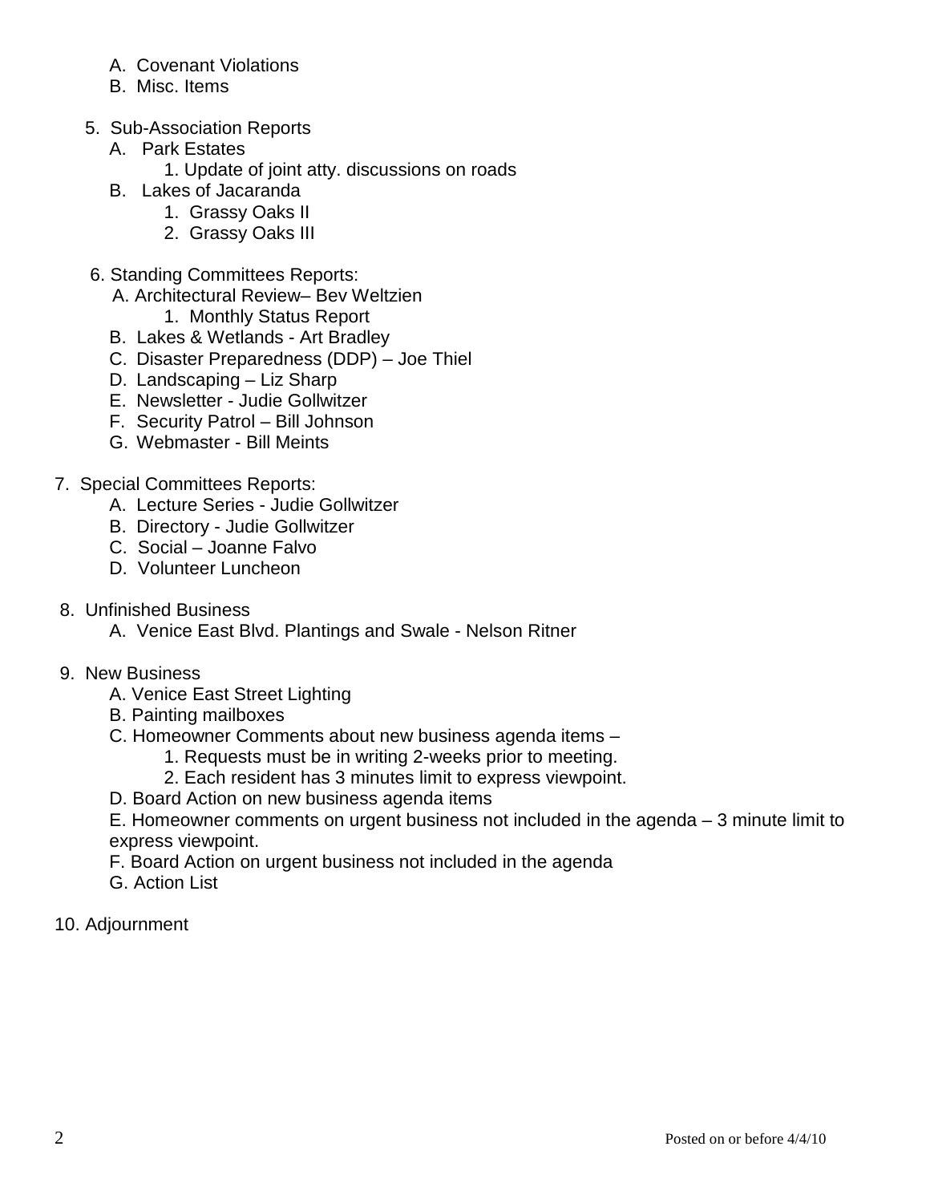A. Covenant Violations
B. Misc. Items

5. Sub-Association Reports
   A. Park Estates
      1. Update of joint atty. discussions on roads
   B. Lakes of Jacaranda
      1. Grassy Oaks II
      2. Grassy Oaks III

6. Standing Committees Reports:
   A. Architectural Review– Bev Weltzien
      1. Monthly Status Report
   B. Lakes & Wetlands - Art Bradley
   C. Disaster Preparedness (DDP) – Joe Thiel
   D. Landscaping – Liz Sharp
   E. Newsletter - Judie Gollwitzer
   F. Security Patrol – Bill Johnson
   G. Webmaster - Bill Meints

7. Special Committees Reports:
   A. Lecture Series - Judie Gollwitzer
   B. Directory - Judie Gollwitzer
   C. Social – Joanne Falvo
   D. Volunteer Luncheon

8. Unfinished Business
   A. Venice East Blvd. Plantings and Swale - Nelson Ritner

9. New Business
   A. Venice East Street Lighting
   B. Painting mailboxes
   C. Homeowner Comments about new business agenda items –
      1. Requests must be in writing 2-weeks prior to meeting.
      2. Each resident has 3 minutes limit to express viewpoint.
   D. Board Action on new business agenda items
   E. Homeowner comments on urgent business not included in the agenda – 3 minute limit to express viewpoint.
   F. Board Action on urgent business not included in the agenda
   G. Action List

10. Adjournment

Posted on or before 4/4/10